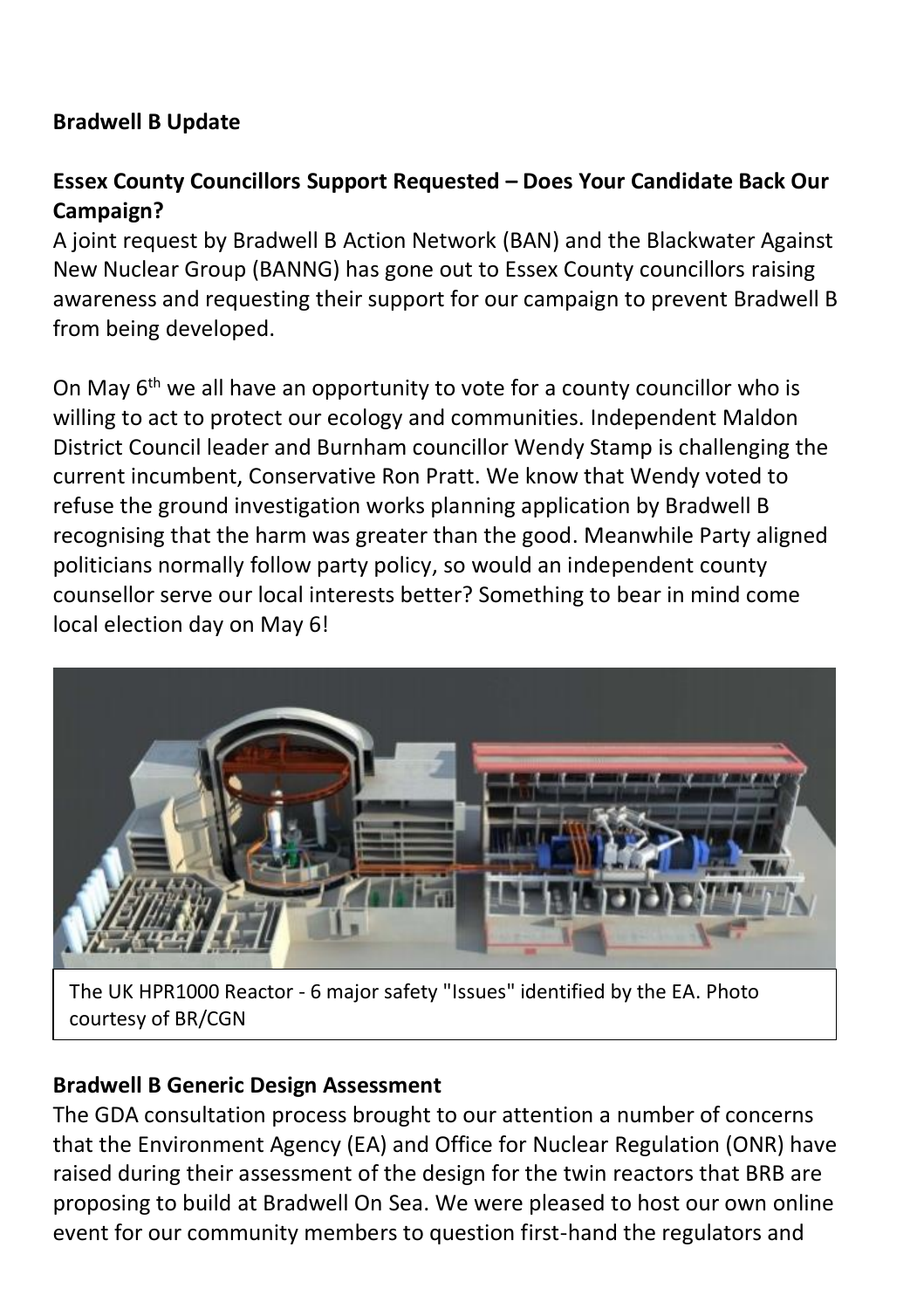**Bradwell B Update**

**Essex County Councillors Support Requested – Does Your Candidate Back Our Campaign?**

A joint request by Bradwell B Action Network (BAN) and the Blackwater Against New Nuclear Group (BANNG) has gone out to Essex County councillors raising awareness and requesting their support for our campaign to prevent Bradwell B from being developed.

On May 6th we all have an opportunity to vote for a county councillor who is willing to act to protect our ecology and communities. Independent Maldon District Council leader and Burnham councillor Wendy Stamp is challenging the current incumbent, Conservative Ron Pratt. We know that Wendy voted to refuse the ground investigation works planning application by Bradwell B recognising that the harm was greater than the good. Meanwhile Party aligned politicians normally follow party policy, so would an independent county counsellor serve our local interests better? Something to bear in mind come local election day on May 6!

The UK HPR1000 Reactor - 6 major safety "Issues" identified by the EA. Photo courtesy of BR/CGN

**Bradwell B Generic Design Assessment**

The GDA consultation process brought to our attention a number of concerns that the Environment Agency (EA) and Office for Nuclear Regulation (ONR) have raised during their assessment of the design for the twin reactors that BRB are proposing to build at Bradwell On Sea. We were pleased to host our own online event for our community members to question first-hand the regulators and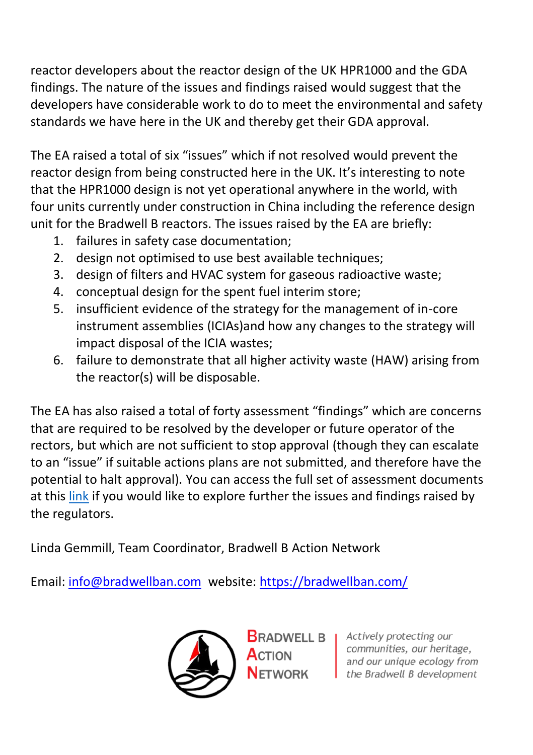reactor developers about the reactor design of the UK HPR1000 and the GDA findings. The nature of the issues and findings raised would suggest that the developers have considerable work to do to meet the environmental and safety standards we have here in the UK and thereby get their GDA approval.

The EA raised a total of six "issues" which if not resolved would prevent the reactor design from being constructed here in the UK. It's interesting to note that the HPR1000 design is not yet operational anywhere in the world, with four units currently under construction in China including the reference design unit for the Bradwell B reactors. The issues raised by the EA are briefly:

1. failures in safety case documentation;
2. design not optimised to use best available techniques;
3. design of filters and HVAC system for gaseous radioactive waste;
4. conceptual design for the spent fuel interim store;
5. insufficient evidence of the strategy for the management of in-core instrument assemblies (ICIAs)and how any changes to the strategy will impact disposal of the ICIA wastes;
6. failure to demonstrate that all higher activity waste (HAW) arising from the reactor(s) will be disposable.

The EA has also raised a total of forty assessment "findings" which are concerns that are required to be resolved by the developer or future operator of the rectors, but which are not sufficient to stop approval (though they can escalate to an "issue" if suitable actions plans are not submitted, and therefore have the potential to halt approval). You can access the full set of assessment documents at this link if you would like to explore further the issues and findings raised by the regulators.

Linda Gemmill, Team Coordinator, Bradwell B Action Network

Email: info@bradwellban.com website: https://bradwellban.com/

**Bradwell B Action Network**

*Actively protecting our communities, our heritage, and our unique ecology from the Bradwell B development*